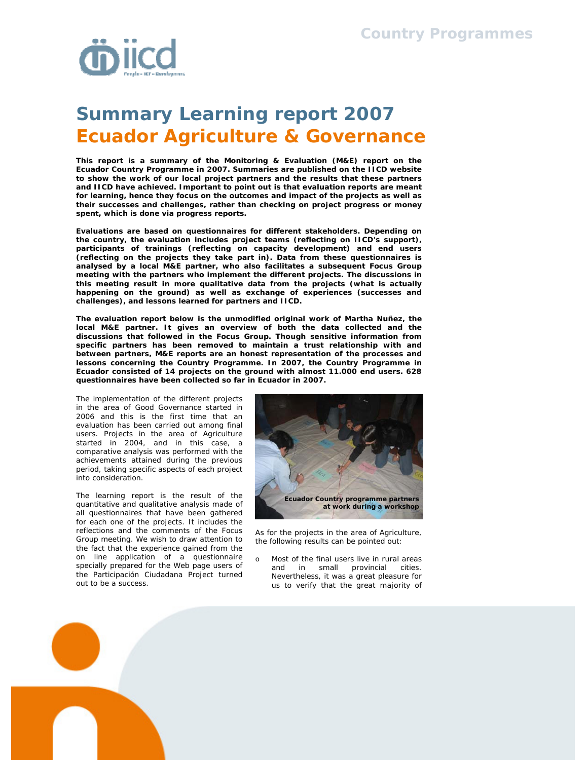# Summary Learning report 2007
# Ecuador Agriculture & Governance

**This report is a summary of the Monitoring & Evaluation (M&E) report on the Ecuador Country Programme in 2007. Summaries are published on the IICD website to show the work of our local project partners and the results that these partners and IICD have achieved. Important to point out is that evaluation reports are meant for learning, hence they focus on the outcomes and impact of the projects as well as their successes and challenges, rather than checking on project progress or money spent, which is done via progress reports.**

**Evaluations are based on questionnaires for different stakeholders. Depending on the country, the evaluation includes project teams (reflecting on IICD's support), participants of trainings (reflecting on capacity development) and end users (reflecting on the projects they take part in). Data from these questionnaires is analysed by a local M&E partner, who also facilitates a subsequent Focus Group meeting with the partners who implement the different projects. The discussions in this meeting result in more qualitative data from the projects (what is actually happening on the ground) as well as exchange of experiences (successes and challenges), and lessons learned for partners and IICD.**

**The evaluation report below is the unmodified original work of Martha Nuñez, the local M&E partner. It gives an overview of both the data collected and the discussions that followed in the Focus Group. Though sensitive information from specific partners has been removed to maintain a trust relationship with and between partners, M&E reports are an honest representation of the processes and lessons concerning the Country Programme. In 2007, the Country Programme in Ecuador consisted of 14 projects on the ground with almost 11.000 end users. 628 questionnaires have been collected so far in Ecuador in 2007.**

The implementation of the different projects in the area of Good Governance started in 2006 and this is the first time that an evaluation has been carried out among final users. Projects in the area of Agriculture started in 2004, and in this case, a comparative analysis was performed with the achievements attained during the previous period, taking specific aspects of each project into consideration.

The learning report is the result of the quantitative and qualitative analysis made of all questionnaires that have been gathered for each one of the projects. It includes the reflections and the comments of the Focus Group meeting. We wish to draw attention to the fact that the experience gained from the on line application of a questionnaire specially prepared for the Web page users of the Participación Ciudadana Project turned out to be a success.

**Ecuador Country programme partners at work during a workshop**

As for the projects in the area of Agriculture, the following results can be pointed out:

- Most of the final users live in rural areas and in small provincial cities. Nevertheless, it was a great pleasure for us to verify that the great majority of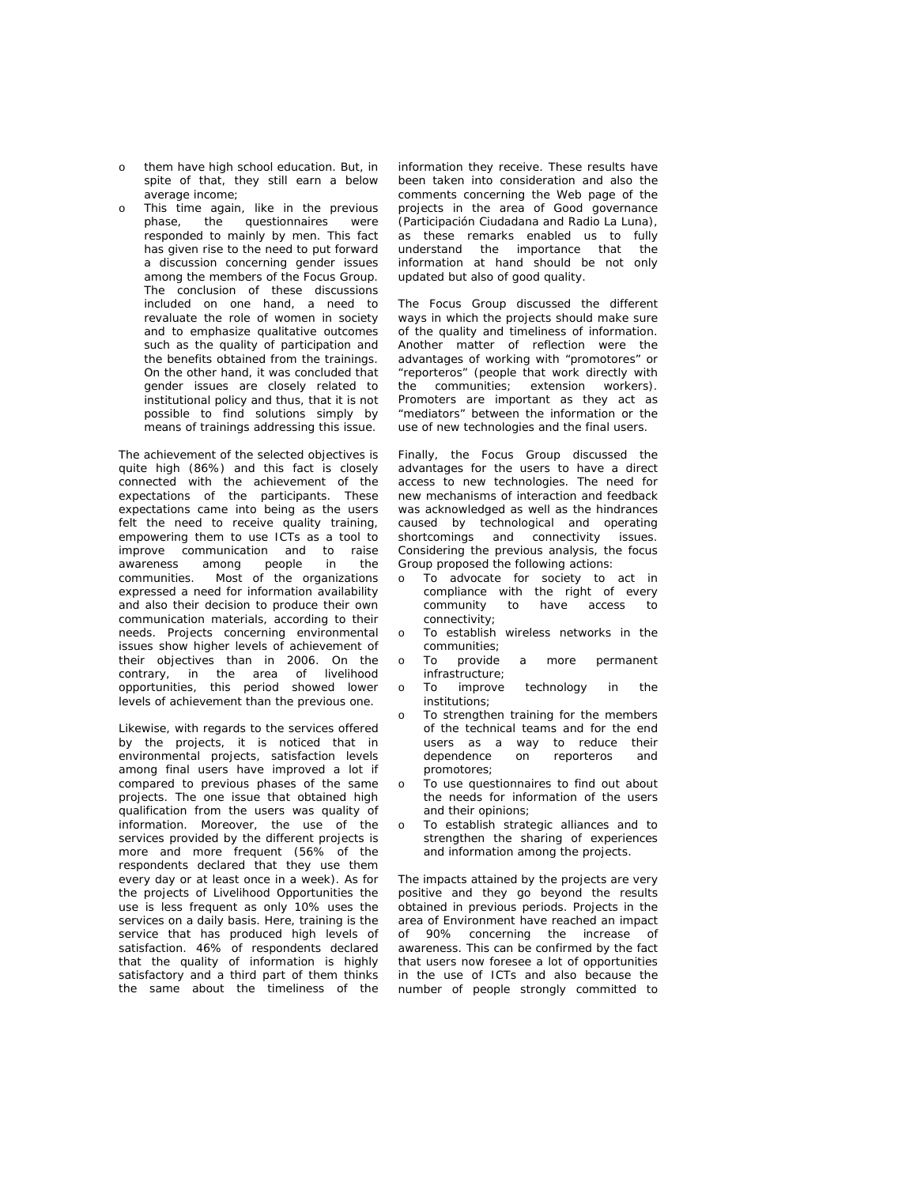- them have high school education. But, in spite of that, they still earn a below average income;
- This time again, like in the previous phase, the questionnaires were responded to mainly by men. This fact has given rise to the need to put forward a discussion concerning gender issues among the members of the Focus Group. The conclusion of these discussions included on one hand, a need to revaluate the role of women in society and to emphasize qualitative outcomes such as the quality of participation and the benefits obtained from the trainings. On the other hand, it was concluded that gender issues are closely related to institutional policy and thus, that it is not possible to find solutions simply by means of trainings addressing this issue.

The achievement of the selected objectives is quite high (86%) and this fact is closely connected with the achievement of the expectations of the participants. These expectations came into being as the users felt the need to receive quality training, empowering them to use ICTs as a tool to improve communication and to raise awareness among people in the communities. Most of the organizations expressed a need for information availability and also their decision to produce their own communication materials, according to their needs. Projects concerning environmental issues show higher levels of achievement of their objectives than in 2006. On the contrary, in the area of livelihood opportunities, this period showed lower levels of achievement than the previous one.

Likewise, with regards to the services offered by the projects, it is noticed that in environmental projects, satisfaction levels among final users have improved a lot if compared to previous phases of the same projects. The one issue that obtained high qualification from the users was quality of information. Moreover, the use of the services provided by the different projects is more and more frequent (56% of the respondents declared that they use them every day or at least once in a week). As for the projects of Livelihood Opportunities the use is less frequent as only 10% uses the services on a daily basis. Here, training is the service that has produced high levels of satisfaction. 46% of respondents declared that the quality of information is highly satisfactory and a third part of them thinks the same about the timeliness of the information they receive. These results have been taken into consideration and also the comments concerning the Web page of the projects in the area of Good governance (Participación Ciudadana and Radio La Luna), as these remarks enabled us to fully understand the importance that the information at hand should be not only updated but also of good quality.

The Focus Group discussed the different ways in which the projects should make sure of the quality and timeliness of information. Another matter of reflection were the advantages of working with "promotores" or "reporteros" (people that work directly with the communities; extension workers). Promoters are important as they act as "mediators" between the information or the use of new technologies and the final users.

Finally, the Focus Group discussed the advantages for the users to have a direct access to new technologies. The need for new mechanisms of interaction and feedback was acknowledged as well as the hindrances caused by technological and operating shortcomings and connectivity issues. Considering the previous analysis, the focus Group proposed the following actions:

- To advocate for society to act in compliance with the right of every community to have access to connectivity;
- To establish wireless networks in the communities;
- To provide a more permanent infrastructure;
- To improve technology in the institutions;
- To strengthen training for the members of the technical teams and for the end users as a way to reduce their dependence on reporteros and promotores;
- To use questionnaires to find out about the needs for information of the users and their opinions;
- To establish strategic alliances and to strengthen the sharing of experiences and information among the projects.

The impacts attained by the projects are very positive and they go beyond the results obtained in previous periods. Projects in the area of Environment have reached an impact of 90% concerning the increase of awareness. This can be confirmed by the fact that users now foresee a lot of opportunities in the use of ICTs and also because the number of people strongly committed to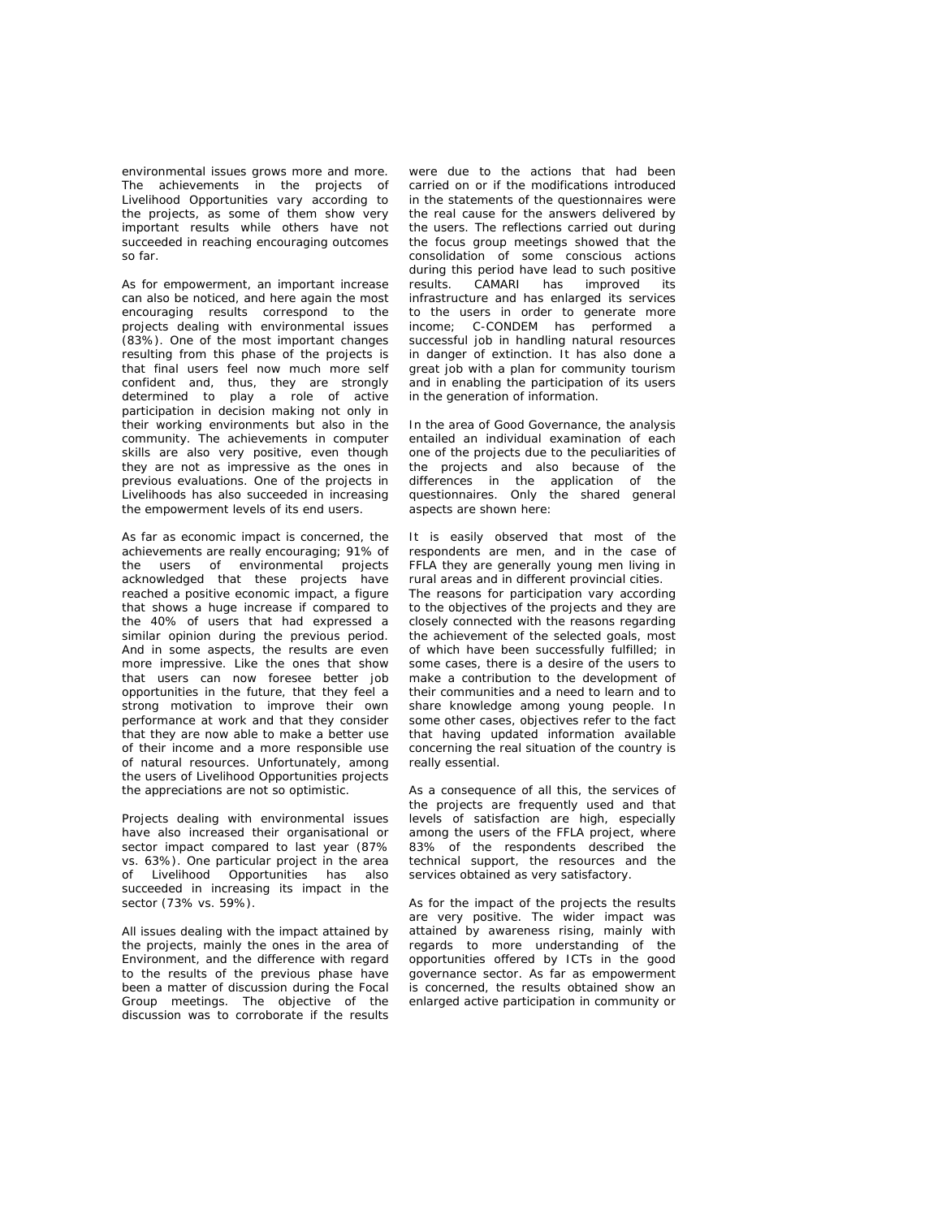environmental issues grows more and more. The achievements in the projects of Livelihood Opportunities vary according to the projects, as some of them show very important results while others have not succeeded in reaching encouraging outcomes so far.

As for empowerment, an important increase can also be noticed, and here again the most encouraging results correspond to the projects dealing with environmental issues (83%). One of the most important changes resulting from this phase of the projects is that final users feel now much more self confident and, thus, they are strongly determined to play a role of active participation in decision making not only in their working environments but also in the community. The achievements in computer skills are also very positive, even though they are not as impressive as the ones in previous evaluations. One of the projects in Livelihoods has also succeeded in increasing the empowerment levels of its end users.

As far as economic impact is concerned, the achievements are really encouraging; 91% of the users of environmental projects acknowledged that these projects have reached a positive economic impact, a figure that shows a huge increase if compared to the 40% of users that had expressed a similar opinion during the previous period. And in some aspects, the results are even more impressive. Like the ones that show that users can now foresee better job opportunities in the future, that they feel a strong motivation to improve their own performance at work and that they consider that they are now able to make a better use of their income and a more responsible use of natural resources. Unfortunately, among the users of Livelihood Opportunities projects the appreciations are not so optimistic.

Projects dealing with environmental issues have also increased their organisational or sector impact compared to last year (87% vs. 63%). One particular project in the area of Livelihood Opportunities has also succeeded in increasing its impact in the sector (73% vs. 59%).

All issues dealing with the impact attained by the projects, mainly the ones in the area of Environment, and the difference with regard to the results of the previous phase have been a matter of discussion during the Focal Group meetings. The objective of the discussion was to corroborate if the results were due to the actions that had been carried on or if the modifications introduced in the statements of the questionnaires were the real cause for the answers delivered by the users. The reflections carried out during the focus group meetings showed that the consolidation of some conscious actions during this period have lead to such positive results. CAMARI has improved its infrastructure and has enlarged its services to the users in order to generate more income; C-CONDEM has performed a successful job in handling natural resources in danger of extinction. It has also done a great job with a plan for community tourism and in enabling the participation of its users in the generation of information.

In the area of Good Governance, the analysis entailed an individual examination of each one of the projects due to the peculiarities of the projects and also because of the differences in the application of the questionnaires. Only the shared general aspects are shown here:

It is easily observed that most of the respondents are men, and in the case of FFLA they are generally young men living in rural areas and in different provincial cities. The reasons for participation vary according to the objectives of the projects and they are closely connected with the reasons regarding the achievement of the selected goals, most of which have been successfully fulfilled; in some cases, there is a desire of the users to make a contribution to the development of their communities and a need to learn and to share knowledge among young people. In some other cases, objectives refer to the fact that having updated information available concerning the real situation of the country is really essential.

As a consequence of all this, the services of the projects are frequently used and that levels of satisfaction are high, especially among the users of the FFLA project, where 83% of the respondents described the technical support, the resources and the services obtained as very satisfactory.

As for the impact of the projects the results are very positive. The wider impact was attained by awareness rising, mainly with regards to more understanding of the opportunities offered by ICTs in the good governance sector. As far as empowerment is concerned, the results obtained show an enlarged active participation in community or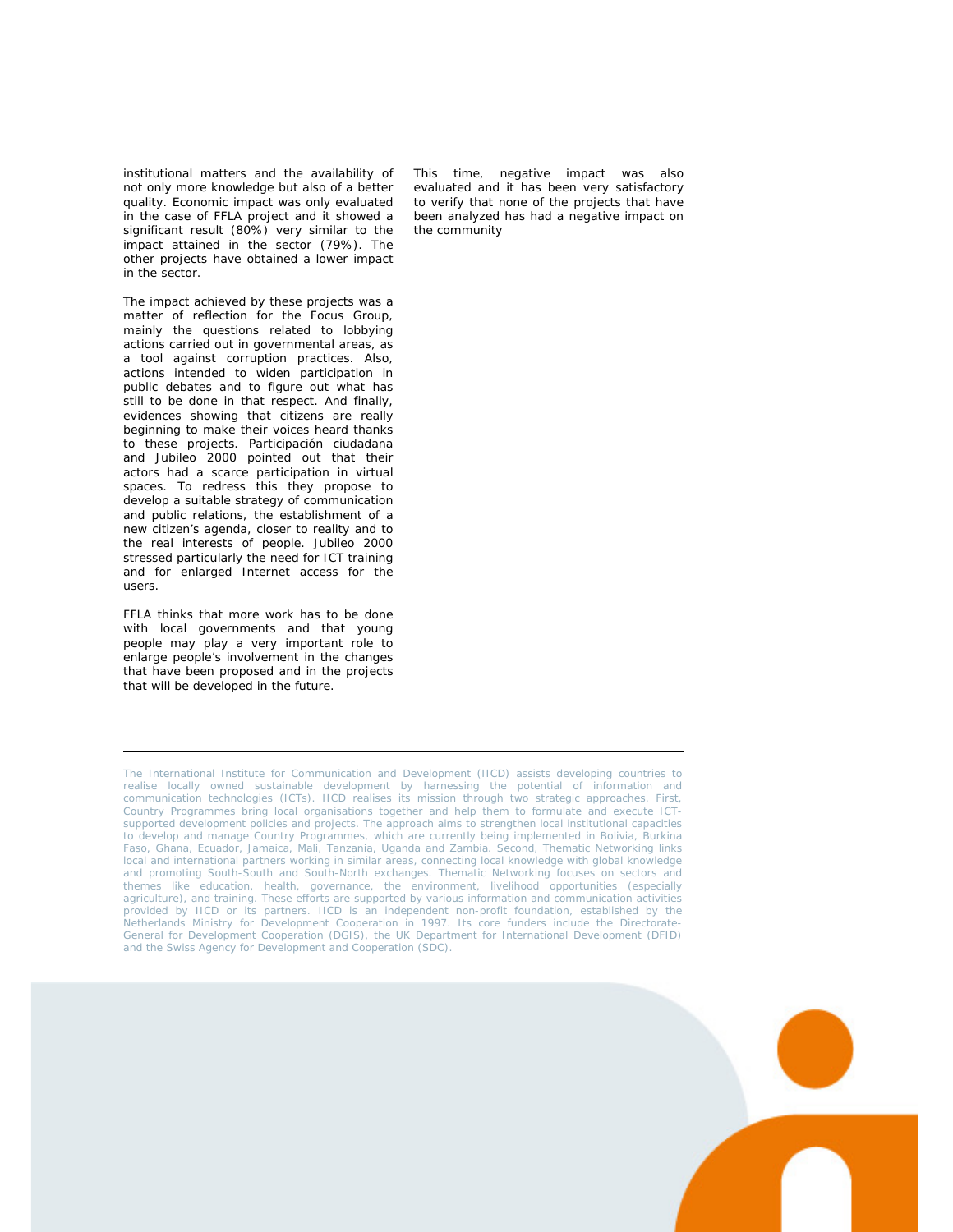institutional matters and the availability of not only more knowledge but also of a better quality. Economic impact was only evaluated in the case of FFLA project and it showed a significant result (80%) very similar to the impact attained in the sector (79%). The other projects have obtained a lower impact in the sector.

The impact achieved by these projects was a matter of reflection for the Focus Group, mainly the questions related to lobbying actions carried out in governmental areas, as a tool against corruption practices. Also, actions intended to widen participation in public debates and to figure out what has still to be done in that respect. And finally, evidences showing that citizens are really beginning to make their voices heard thanks to these projects. Participación ciudadana and Jubileo 2000 pointed out that their actors had a scarce participation in virtual spaces. To redress this they propose to develop a suitable strategy of communication and public relations, the establishment of a new citizen's agenda, closer to reality and to the real interests of people. Jubileo 2000 stressed particularly the need for ICT training and for enlarged Internet access for the users.

FFLA thinks that more work has to be done with local governments and that young people may play a very important role to enlarge people's involvement in the changes that have been proposed and in the projects that will be developed in the future.

This time, negative impact was also evaluated and it has been very satisfactory to verify that none of the projects that have been analyzed has had a negative impact on the community

---

The International Institute for Communication and Development (IICD) assists developing countries to realise locally owned sustainable development by harnessing the potential of information and communication technologies (ICTs). IICD realises its mission through two strategic approaches. First, Country Programmes bring local organisations together and help them to formulate and execute ICT-supported development policies and projects. The approach aims to strengthen local institutional capacities to develop and manage Country Programmes, which are currently being implemented in Bolivia, Burkina Faso, Ghana, Ecuador, Jamaica, Mali, Tanzania, Uganda and Zambia. Second, Thematic Networking links local and international partners working in similar areas, connecting local knowledge with global knowledge and promoting South-South and South-North exchanges. Thematic Networking focuses on sectors and themes like education, health, governance, the environment, livelihood opportunities (especially agriculture), and training. These efforts are supported by various information and communication activities provided by IICD or its partners. IICD is an independent non-profit foundation, established by the Netherlands Ministry for Development Cooperation in 1997. Its core funders include the Directorate-General for Development Cooperation (DGIS), the UK Department for International Development (DFID) and the Swiss Agency for Development and Cooperation (SDC).